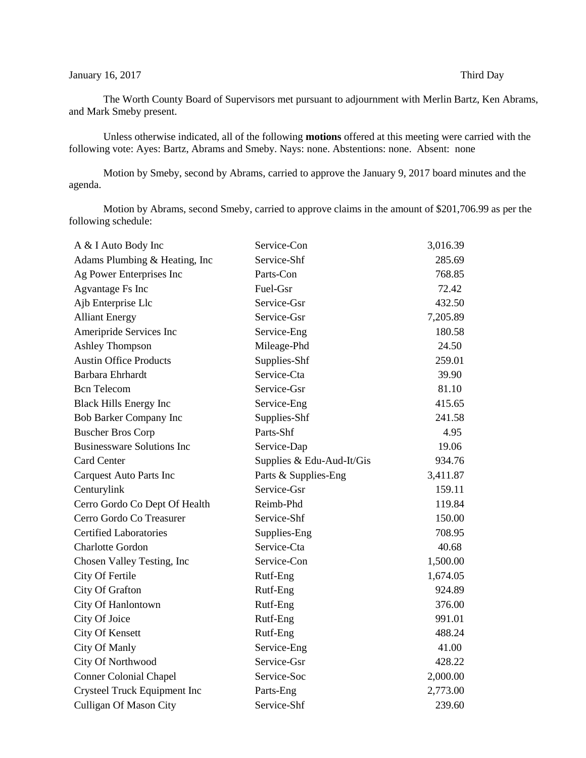January 16, 2017 Third Day

The Worth County Board of Supervisors met pursuant to adjournment with Merlin Bartz, Ken Abrams, and Mark Smeby present.

Unless otherwise indicated, all of the following **motions** offered at this meeting were carried with the following vote: Ayes: Bartz, Abrams and Smeby. Nays: none. Abstentions: none. Absent: none

Motion by Smeby, second by Abrams, carried to approve the January 9, 2017 board minutes and the agenda.

Motion by Abrams, second Smeby, carried to approve claims in the amount of $201,706.99 as per the following schedule:

| | | |
|---|---|---|
| A & I Auto Body Inc | Service-Con | 3,016.39 |
| Adams Plumbing & Heating, Inc | Service-Shf | 285.69 |
| Ag Power Enterprises Inc | Parts-Con | 768.85 |
| Agvantage Fs Inc | Fuel-Gsr | 72.42 |
| Ajb Enterprise Llc | Service-Gsr | 432.50 |
| Alliant Energy | Service-Gsr | 7,205.89 |
| Ameripride Services Inc | Service-Eng | 180.58 |
| Ashley Thompson | Mileage-Phd | 24.50 |
| Austin Office Products | Supplies-Shf | 259.01 |
| Barbara Ehrhardt | Service-Cta | 39.90 |
| Bcn Telecom | Service-Gsr | 81.10 |
| Black Hills Energy Inc | Service-Eng | 415.65 |
| Bob Barker Company Inc | Supplies-Shf | 241.58 |
| Buscher Bros Corp | Parts-Shf | 4.95 |
| Businessware Solutions Inc | Service-Dap | 19.06 |
| Card Center | Supplies & Edu-Aud-It/Gis | 934.76 |
| Carquest Auto Parts Inc | Parts & Supplies-Eng | 3,411.87 |
| Centurylink | Service-Gsr | 159.11 |
| Cerro Gordo Co Dept Of Health | Reimb-Phd | 119.84 |
| Cerro Gordo Co Treasurer | Service-Shf | 150.00 |
| Certified Laboratories | Supplies-Eng | 708.95 |
| Charlotte Gordon | Service-Cta | 40.68 |
| Chosen Valley Testing, Inc | Service-Con | 1,500.00 |
| City Of Fertile | Rutf-Eng | 1,674.05 |
| City Of Grafton | Rutf-Eng | 924.89 |
| City Of Hanlontown | Rutf-Eng | 376.00 |
| City Of Joice | Rutf-Eng | 991.01 |
| City Of Kensett | Rutf-Eng | 488.24 |
| City Of Manly | Service-Eng | 41.00 |
| City Of Northwood | Service-Gsr | 428.22 |
| Conner Colonial Chapel | Service-Soc | 2,000.00 |
| Crysteel Truck Equipment Inc | Parts-Eng | 2,773.00 |
| Culligan Of Mason City | Service-Shf | 239.60 |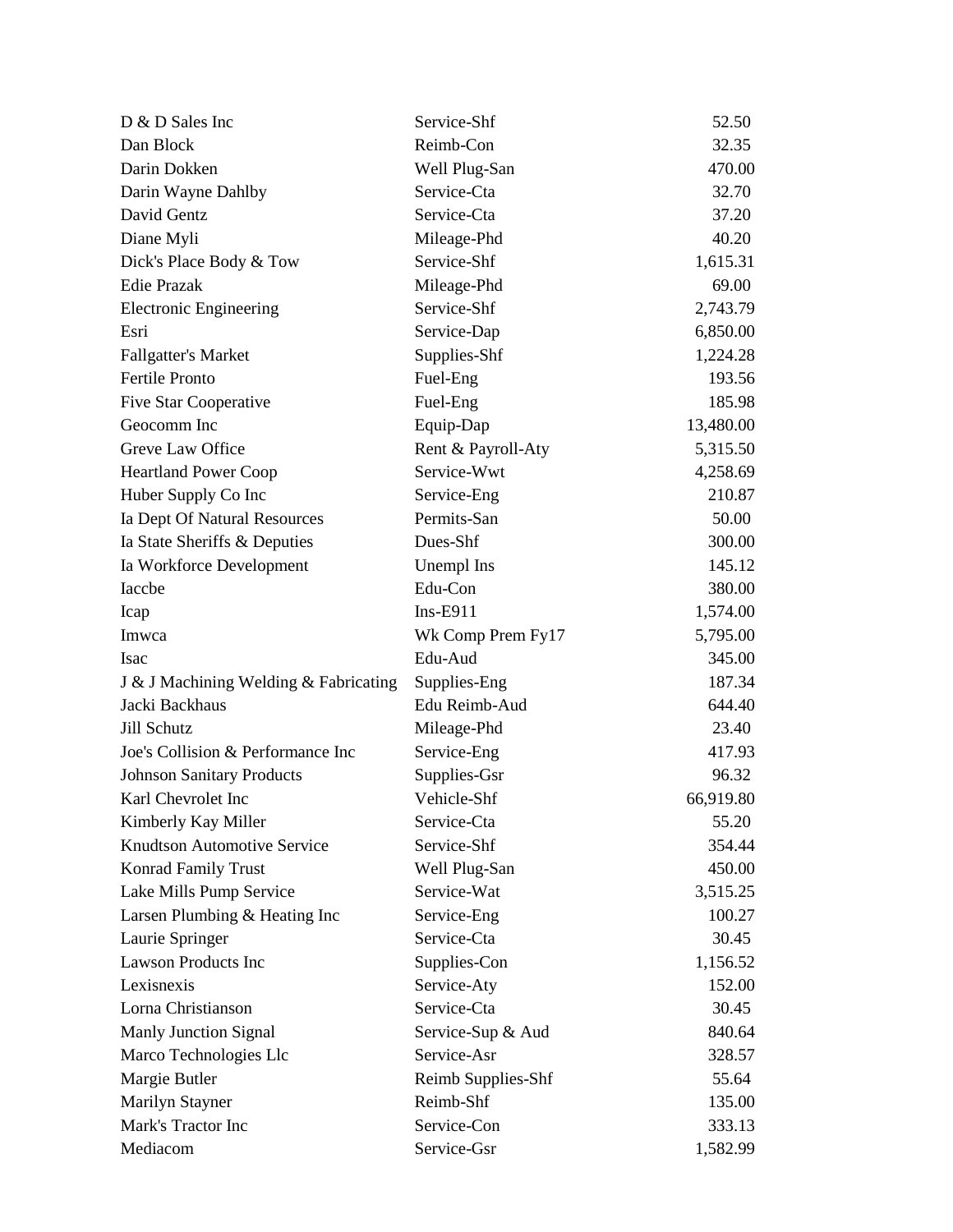| | | |
|---|---|---|
| D & D Sales Inc | Service-Shf | 52.50 |
| Dan Block | Reimb-Con | 32.35 |
| Darin Dokken | Well Plug-San | 470.00 |
| Darin Wayne Dahlby | Service-Cta | 32.70 |
| David Gentz | Service-Cta | 37.20 |
| Diane Myli | Mileage-Phd | 40.20 |
| Dick's Place Body & Tow | Service-Shf | 1,615.31 |
| Edie Prazak | Mileage-Phd | 69.00 |
| Electronic Engineering | Service-Shf | 2,743.79 |
| Esri | Service-Dap | 6,850.00 |
| Fallgatter's Market | Supplies-Shf | 1,224.28 |
| Fertile Pronto | Fuel-Eng | 193.56 |
| Five Star Cooperative | Fuel-Eng | 185.98 |
| Geocomm Inc | Equip-Dap | 13,480.00 |
| Greve Law Office | Rent & Payroll-Aty | 5,315.50 |
| Heartland Power Coop | Service-Wwt | 4,258.69 |
| Huber Supply Co Inc | Service-Eng | 210.87 |
| Ia Dept Of Natural Resources | Permits-San | 50.00 |
| Ia State Sheriffs & Deputies | Dues-Shf | 300.00 |
| Ia Workforce Development | Unempl Ins | 145.12 |
| Iaccbe | Edu-Con | 380.00 |
| Icap | Ins-E911 | 1,574.00 |
| Imwca | Wk Comp Prem Fy17 | 5,795.00 |
| Isac | Edu-Aud | 345.00 |
| J & J Machining Welding & Fabricating | Supplies-Eng | 187.34 |
| Jacki Backhaus | Edu Reimb-Aud | 644.40 |
| Jill Schutz | Mileage-Phd | 23.40 |
| Joe's Collision & Performance Inc | Service-Eng | 417.93 |
| Johnson Sanitary Products | Supplies-Gsr | 96.32 |
| Karl Chevrolet Inc | Vehicle-Shf | 66,919.80 |
| Kimberly Kay Miller | Service-Cta | 55.20 |
| Knudtson Automotive Service | Service-Shf | 354.44 |
| Konrad Family Trust | Well Plug-San | 450.00 |
| Lake Mills Pump Service | Service-Wat | 3,515.25 |
| Larsen Plumbing & Heating Inc | Service-Eng | 100.27 |
| Laurie Springer | Service-Cta | 30.45 |
| Lawson Products Inc | Supplies-Con | 1,156.52 |
| Lexisnexis | Service-Aty | 152.00 |
| Lorna Christianson | Service-Cta | 30.45 |
| Manly Junction Signal | Service-Sup & Aud | 840.64 |
| Marco Technologies Llc | Service-Asr | 328.57 |
| Margie Butler | Reimb Supplies-Shf | 55.64 |
| Marilyn Stayner | Reimb-Shf | 135.00 |
| Mark's Tractor Inc | Service-Con | 333.13 |
| Mediacom | Service-Gsr | 1,582.99 |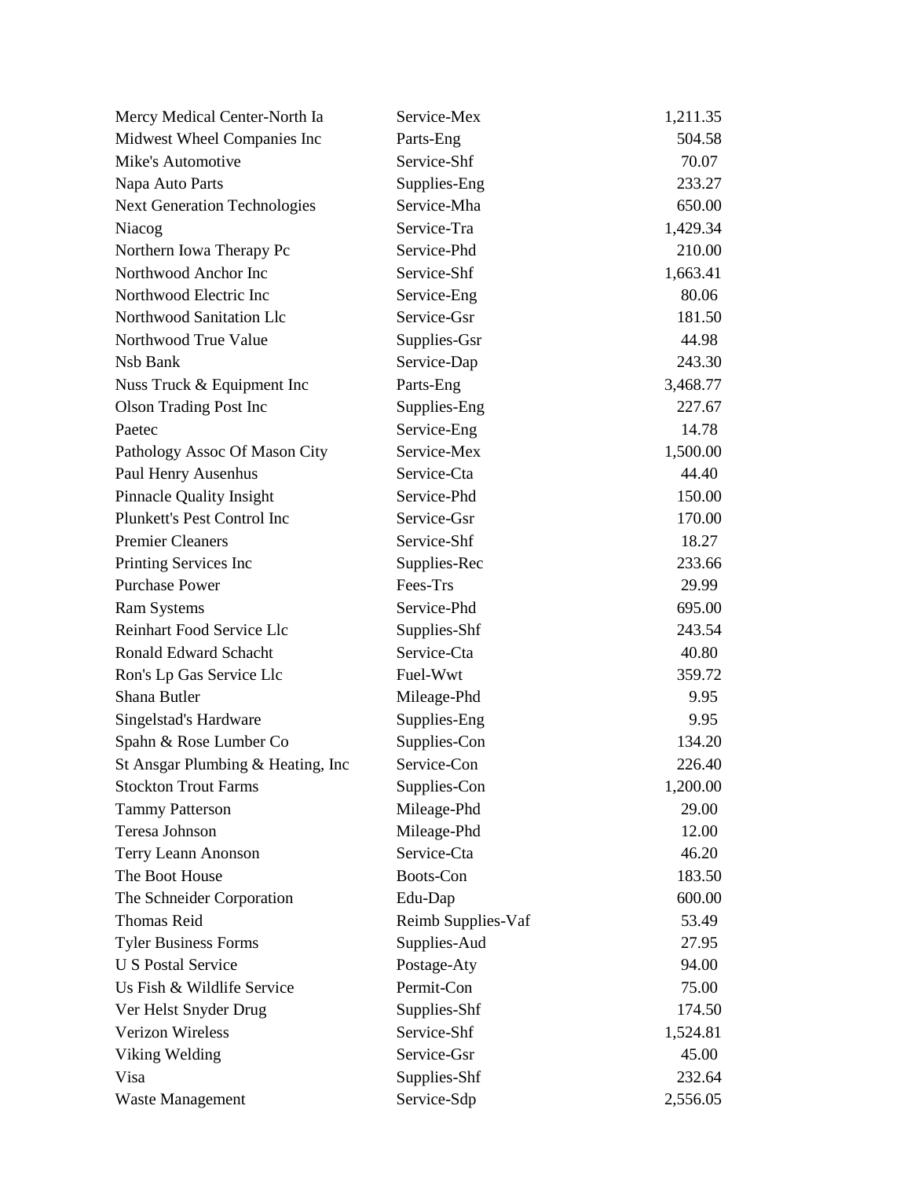| | | |
|---|---|---|
| Mercy Medical Center-North Ia | Service-Mex | 1,211.35 |
| Midwest Wheel Companies Inc | Parts-Eng | 504.58 |
| Mike's Automotive | Service-Shf | 70.07 |
| Napa Auto Parts | Supplies-Eng | 233.27 |
| Next Generation Technologies | Service-Mha | 650.00 |
| Niacog | Service-Tra | 1,429.34 |
| Northern Iowa Therapy Pc | Service-Phd | 210.00 |
| Northwood Anchor Inc | Service-Shf | 1,663.41 |
| Northwood Electric Inc | Service-Eng | 80.06 |
| Northwood Sanitation Llc | Service-Gsr | 181.50 |
| Northwood True Value | Supplies-Gsr | 44.98 |
| Nsb Bank | Service-Dap | 243.30 |
| Nuss Truck & Equipment Inc | Parts-Eng | 3,468.77 |
| Olson Trading Post Inc | Supplies-Eng | 227.67 |
| Paetec | Service-Eng | 14.78 |
| Pathology Assoc Of Mason City | Service-Mex | 1,500.00 |
| Paul Henry Ausenhus | Service-Cta | 44.40 |
| Pinnacle Quality Insight | Service-Phd | 150.00 |
| Plunkett's Pest Control Inc | Service-Gsr | 170.00 |
| Premier Cleaners | Service-Shf | 18.27 |
| Printing Services Inc | Supplies-Rec | 233.66 |
| Purchase Power | Fees-Trs | 29.99 |
| Ram Systems | Service-Phd | 695.00 |
| Reinhart Food Service Llc | Supplies-Shf | 243.54 |
| Ronald Edward Schacht | Service-Cta | 40.80 |
| Ron's Lp Gas Service Llc | Fuel-Wwt | 359.72 |
| Shana Butler | Mileage-Phd | 9.95 |
| Singelstad's Hardware | Supplies-Eng | 9.95 |
| Spahn & Rose Lumber Co | Supplies-Con | 134.20 |
| St Ansgar Plumbing & Heating, Inc | Service-Con | 226.40 |
| Stockton Trout Farms | Supplies-Con | 1,200.00 |
| Tammy Patterson | Mileage-Phd | 29.00 |
| Teresa Johnson | Mileage-Phd | 12.00 |
| Terry Leann Anonson | Service-Cta | 46.20 |
| The Boot House | Boots-Con | 183.50 |
| The Schneider Corporation | Edu-Dap | 600.00 |
| Thomas Reid | Reimb Supplies-Vaf | 53.49 |
| Tyler Business Forms | Supplies-Aud | 27.95 |
| U S Postal Service | Postage-Aty | 94.00 |
| Us Fish & Wildlife Service | Permit-Con | 75.00 |
| Ver Helst Snyder Drug | Supplies-Shf | 174.50 |
| Verizon Wireless | Service-Shf | 1,524.81 |
| Viking Welding | Service-Gsr | 45.00 |
| Visa | Supplies-Shf | 232.64 |
| Waste Management | Service-Sdp | 2,556.05 |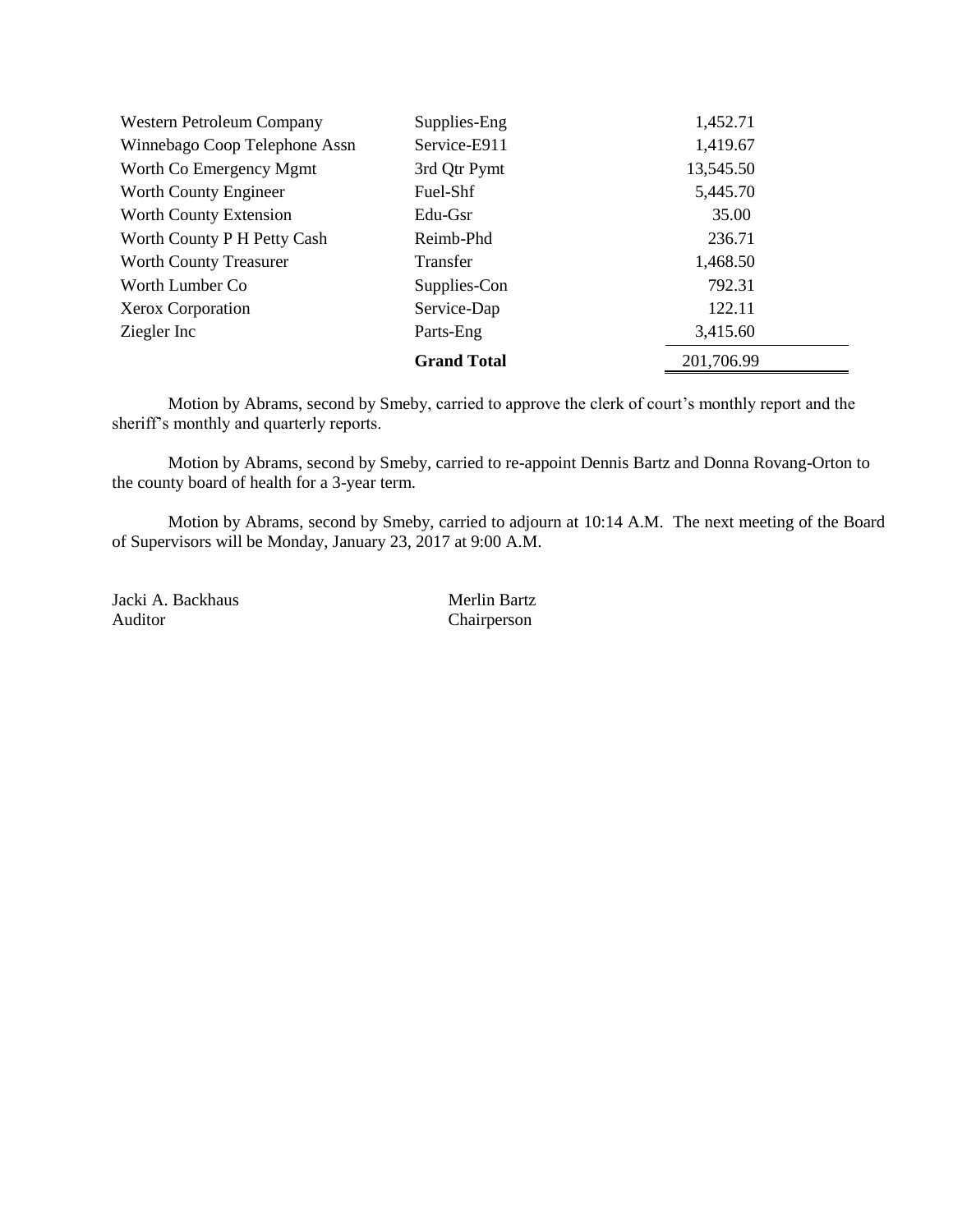| | | |
|---|---|---|
| Western Petroleum Company | Supplies-Eng | 1,452.71 |
| Winnebago Coop Telephone Assn | Service-E911 | 1,419.67 |
| Worth Co Emergency Mgmt | 3rd Qtr Pymt | 13,545.50 |
| Worth County Engineer | Fuel-Shf | 5,445.70 |
| Worth County Extension | Edu-Gsr | 35.00 |
| Worth County P H Petty Cash | Reimb-Phd | 236.71 |
| Worth County Treasurer | Transfer | 1,468.50 |
| Worth Lumber Co | Supplies-Con | 792.31 |
| Xerox Corporation | Service-Dap | 122.11 |
| Ziegler Inc | Parts-Eng | 3,415.60 |
| | **Grand Total** | 201,706.99 |

Motion by Abrams, second by Smeby, carried to approve the clerk of court's monthly report and the sheriff's monthly and quarterly reports.

Motion by Abrams, second by Smeby, carried to re-appoint Dennis Bartz and Donna Rovang-Orton to the county board of health for a 3-year term.

Motion by Abrams, second by Smeby, carried to adjourn at 10:14 A.M. The next meeting of the Board of Supervisors will be Monday, January 23, 2017 at 9:00 A.M.

Jacki A. Backhaus
Auditor

Merlin Bartz
Chairperson